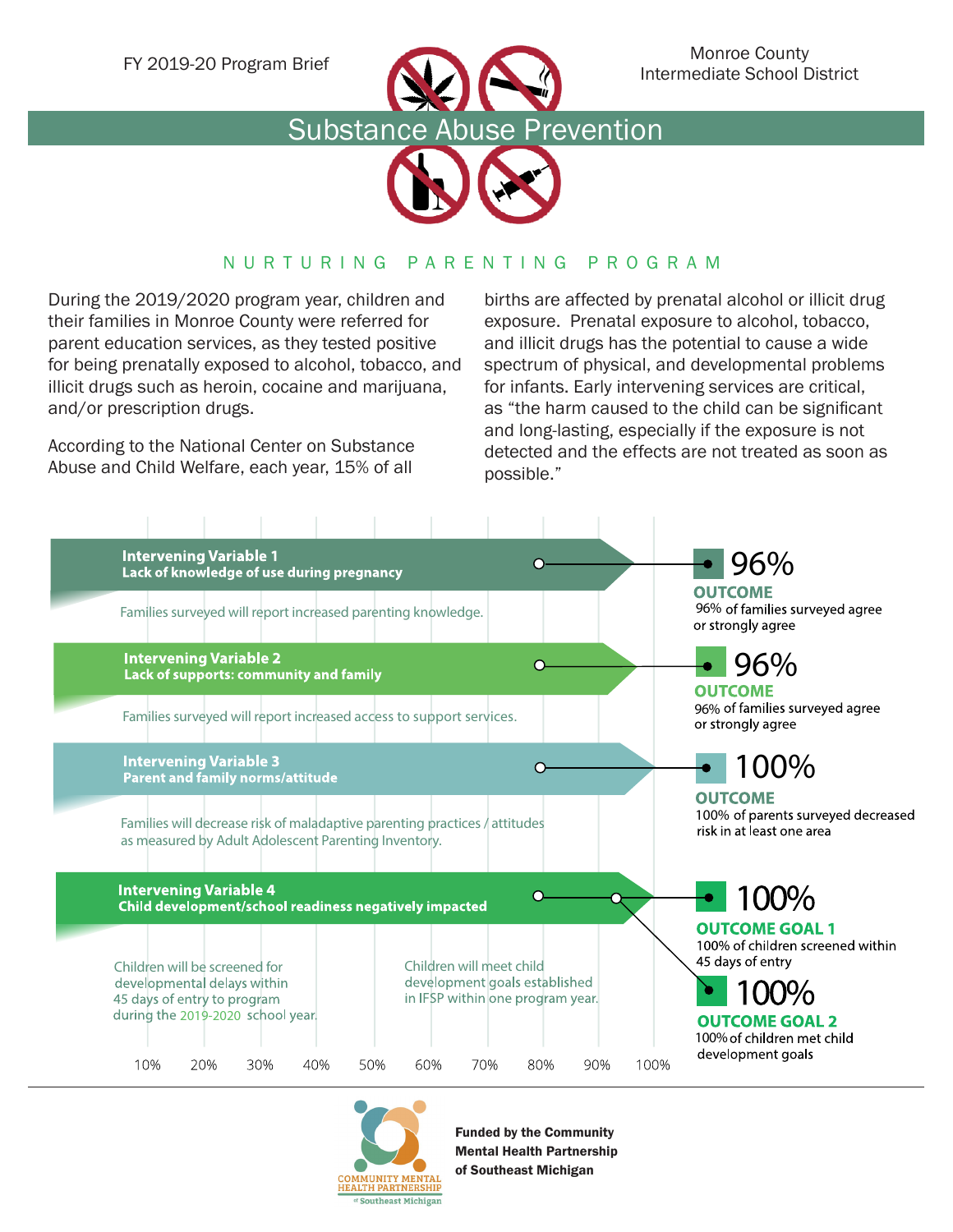FY 2019-20 Program Brief

Monroe County Intermediate School District

# Substance Abuse Prevention

## NURTURING PARENTING PROGRAM

During the 2019/2020 program year, children and their families in Monroe County were referred for parent education services, as they tested positive for being prenatally exposed to alcohol, tobacco, and illicit drugs such as heroin, cocaine and marijuana, and/or prescription drugs.

According to the National Center on Substance Abuse and Child Welfare, each year, 15% of all births are affected by prenatal alcohol or illicit drug exposure. Prenatal exposure to alcohol, tobacco, and illicit drugs has the potential to cause a wide spectrum of physical, and developmental problems for infants. Early intervening services are critical, as "the harm caused to the child can be significant and long-lasting, especially if the exposure is not detected and the effects are not treated as soon as possible."

**Intervening Variable 1**
**Lack of knowledge of use during pregnancy**

Families surveyed will report increased parenting knowledge.

**96%**
**OUTCOME**
96% of families surveyed agree or strongly agree

**Intervening Variable 2**
**Lack of supports: community and family**

Families surveyed will report increased access to support services.

**96%**
**OUTCOME**
96% of families surveyed agree or strongly agree

**Intervening Variable 3**
**Parent and family norms/attitude**

Families will decrease risk of maladaptive parenting practices / attitudes as measured by Adult Adolescent Parenting Inventory.

**100%**
**OUTCOME**
100% of parents surveyed decreased risk in at least one area

**Intervening Variable 4**
**Child development/school readiness negatively impacted**

Children will be screened for developmental delays within 45 days of entry to program during the 2019-2020 school year.

Children will meet child development goals established in IFSP within one program year.

**100%**
**OUTCOME GOAL 1**
100% of children screened within 45 days of entry

**100%**
**OUTCOME GOAL 2**
100% of children met child development goals

10% 20% 30% 40% 50% 60% 70% 80% 90% 100%

COMMUNITY MENTAL HEALTH PARTNERSHIP of Southeast Michigan

**Funded by the Community Mental Health Partnership of Southeast Michigan**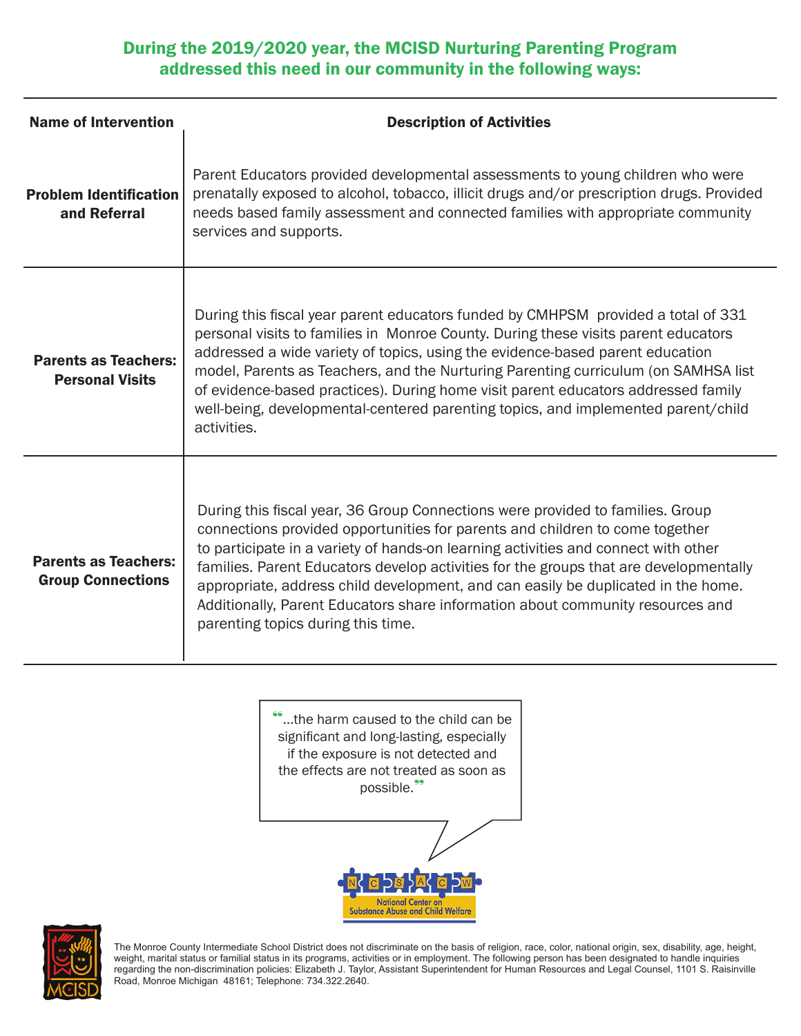## During the 2019/2020 year, the MCISD Nurturing Parenting Program addressed this need in our community in the following ways:

| Name of Intervention | Description of Activities |
|---|---|
| **Problem Identification and Referral** | Parent Educators provided developmental assessments to young children who were prenatally exposed to alcohol, tobacco, illicit drugs and/or prescription drugs. Provided needs based family assessment and connected families with appropriate community services and supports. |
| **Parents as Teachers: Personal Visits** | During this fiscal year parent educators funded by CMHPSM provided a total of 331 personal visits to families in Monroe County. During these visits parent educators addressed a wide variety of topics, using the evidence-based parent education model, Parents as Teachers, and the Nurturing Parenting curriculum (on SAMHSA list of evidence-based practices). During home visit parent educators addressed family well-being, developmental-centered parenting topics, and implemented parent/child activities. |
| **Parents as Teachers: Group Connections** | During this fiscal year, 36 Group Connections were provided to families. Group connections provided opportunities for parents and children to come together to participate in a variety of hands-on learning activities and connect with other families. Parent Educators develop activities for the groups that are developmentally appropriate, address child development, and can easily be duplicated in the home. Additionally, Parent Educators share information about community resources and parenting topics during this time. |

"...the harm caused to the child can be significant and long-lasting, especially if the exposure is not detected and the effects are not treated as soon as possible."

NCSACW
National Center on Substance Abuse and Child Welfare

MCISD

The Monroe County Intermediate School District does not discriminate on the basis of religion, race, color, national origin, sex, disability, age, height, weight, marital status or familial status in its programs, activities or in employment. The following person has been designated to handle inquiries regarding the non-discrimination policies: Elizabeth J. Taylor, Assistant Superintendent for Human Resources and Legal Counsel, 1101 S. Raisinville Road, Monroe Michigan 48161; Telephone: 734.322.2640.